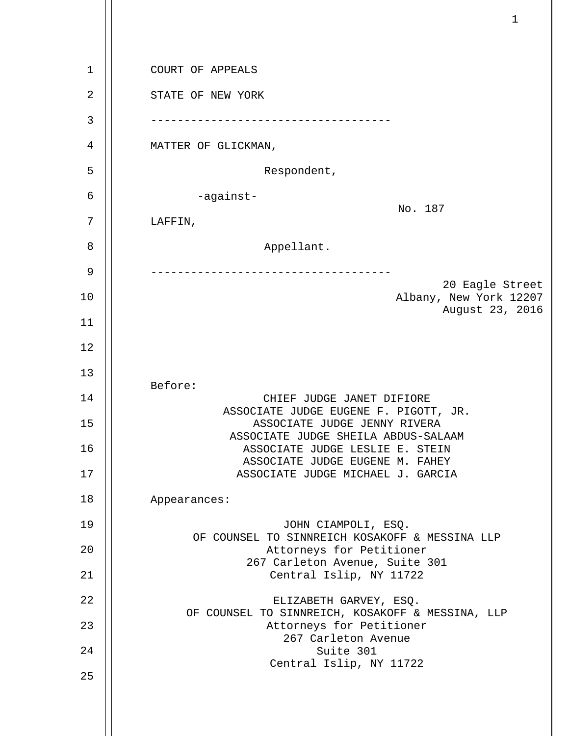COURT OF APPEALS

STATE OF NEW YORK

-----------------------------------

MATTER OF GLICKMAN,

Respondent,

-against-

No. 187

LAFFIN,

Appellant.

-----------------------------------

20 Eagle Street
Albany, New York 12207
August 23, 2016

Before:

CHIEF JUDGE JANET DIFIORE
ASSOCIATE JUDGE EUGENE F. PIGOTT, JR.
ASSOCIATE JUDGE JENNY RIVERA
ASSOCIATE JUDGE SHEILA ABDUS-SALAAM
ASSOCIATE JUDGE LESLIE E. STEIN
ASSOCIATE JUDGE EUGENE M. FAHEY
ASSOCIATE JUDGE MICHAEL J. GARCIA

Appearances:

JOHN CIAMPOLI, ESQ.
OF COUNSEL TO SINNREICH KOSAKOFF & MESSINA LLP
Attorneys for Petitioner
267 Carleton Avenue, Suite 301
Central Islip, NY 11722

ELIZABETH GARVEY, ESQ.
OF COUNSEL TO SINNREICH, KOSAKOFF & MESSINA, LLP
Attorneys for Petitioner
267 Carleton Avenue
Suite 301
Central Islip, NY 11722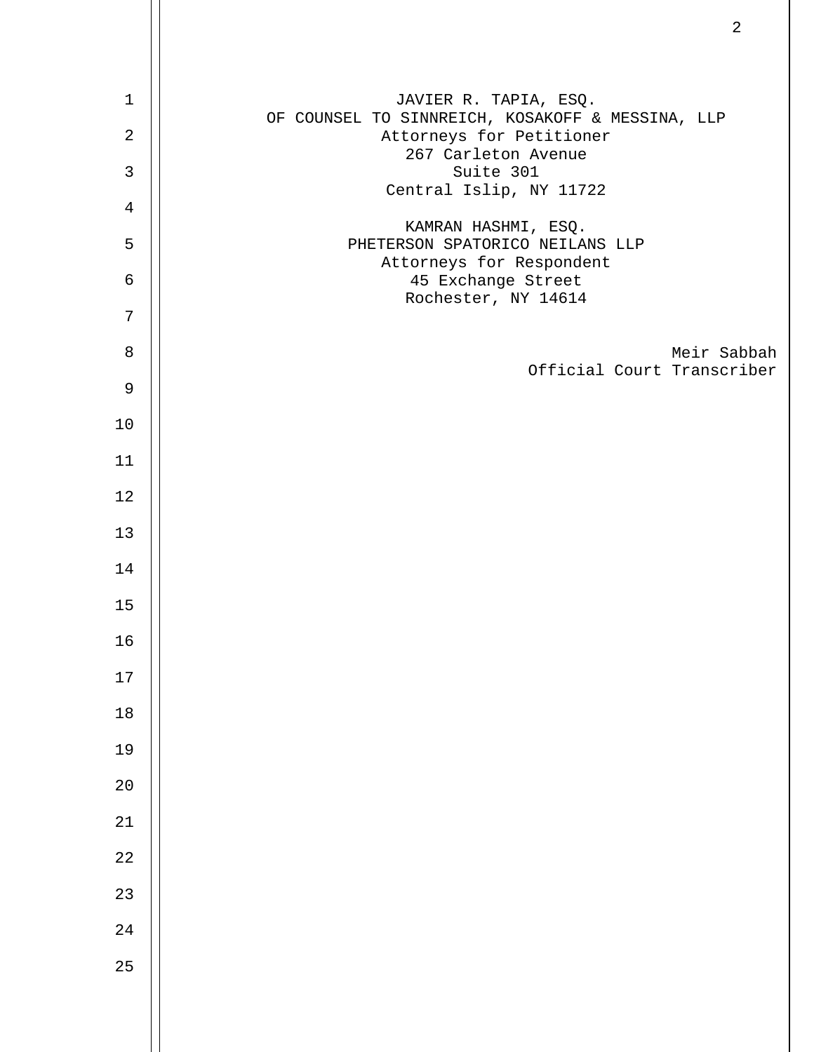JAVIER R. TAPIA, ESQ.
OF COUNSEL TO SINNREICH, KOSAKOFF & MESSINA, LLP
Attorneys for Petitioner
267 Carleton Avenue
Suite 301
Central Islip, NY 11722

KAMRAN HASHMI, ESQ.
PHETERSON SPATORICO NEILANS LLP
Attorneys for Respondent
45 Exchange Street
Rochester, NY 14614

Meir Sabbah
Official Court Transcriber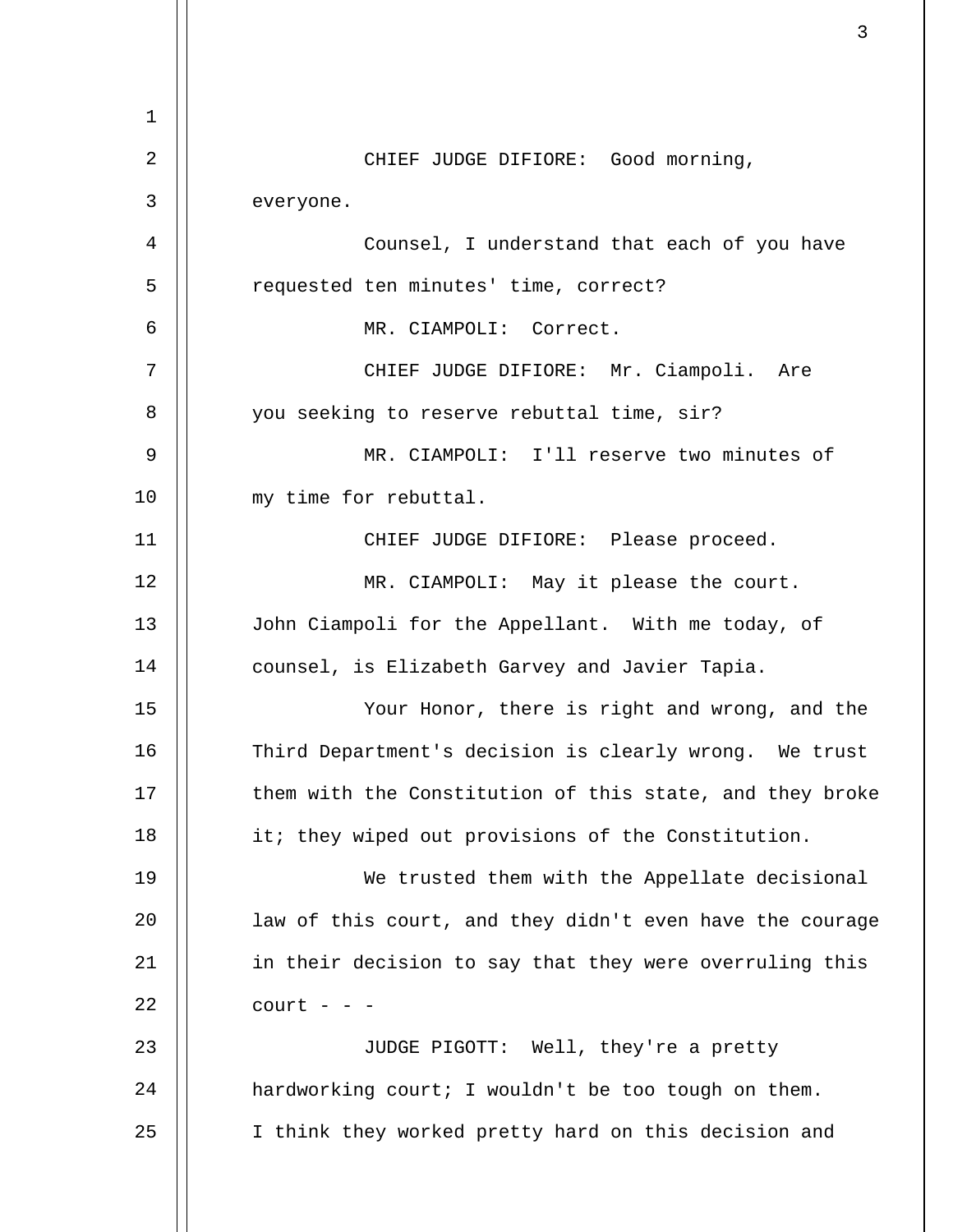CHIEF JUDGE DIFIORE: Good morning, everyone.

Counsel, I understand that each of you have requested ten minutes' time, correct?

MR. CIAMPOLI: Correct.

CHIEF JUDGE DIFIORE: Mr. Ciampoli. Are you seeking to reserve rebuttal time, sir?

MR. CIAMPOLI: I'll reserve two minutes of my time for rebuttal.

CHIEF JUDGE DIFIORE: Please proceed.

MR. CIAMPOLI: May it please the court. John Ciampoli for the Appellant. With me today, of counsel, is Elizabeth Garvey and Javier Tapia.

Your Honor, there is right and wrong, and the Third Department's decision is clearly wrong. We trust them with the Constitution of this state, and they broke it; they wiped out provisions of the Constitution.

We trusted them with the Appellate decisional law of this court, and they didn't even have the courage in their decision to say that they were overruling this court - - -

JUDGE PIGOTT: Well, they're a pretty hardworking court; I wouldn't be too tough on them. I think they worked pretty hard on this decision and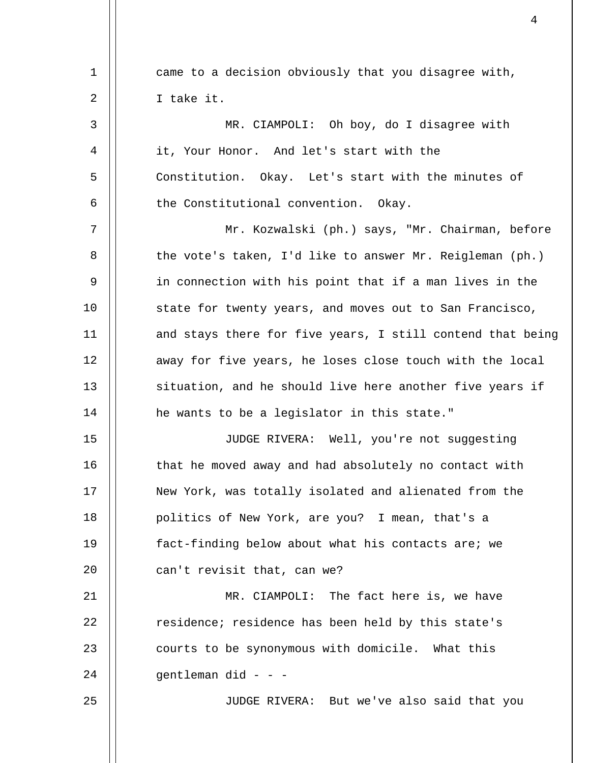came to a decision obviously that you disagree with, I take it.

MR. CIAMPOLI: Oh boy, do I disagree with it, Your Honor. And let's start with the Constitution. Okay. Let's start with the minutes of the Constitutional convention. Okay.

Mr. Kozwalski (ph.) says, "Mr. Chairman, before the vote's taken, I'd like to answer Mr. Reigleman (ph.) in connection with his point that if a man lives in the state for twenty years, and moves out to San Francisco, and stays there for five years, I still contend that being away for five years, he loses close touch with the local situation, and he should live here another five years if he wants to be a legislator in this state."

JUDGE RIVERA: Well, you're not suggesting that he moved away and had absolutely no contact with New York, was totally isolated and alienated from the politics of New York, are you? I mean, that's a fact-finding below about what his contacts are; we can't revisit that, can we?

MR. CIAMPOLI: The fact here is, we have residence; residence has been held by this state's courts to be synonymous with domicile. What this gentleman did - - -

JUDGE RIVERA: But we've also said that you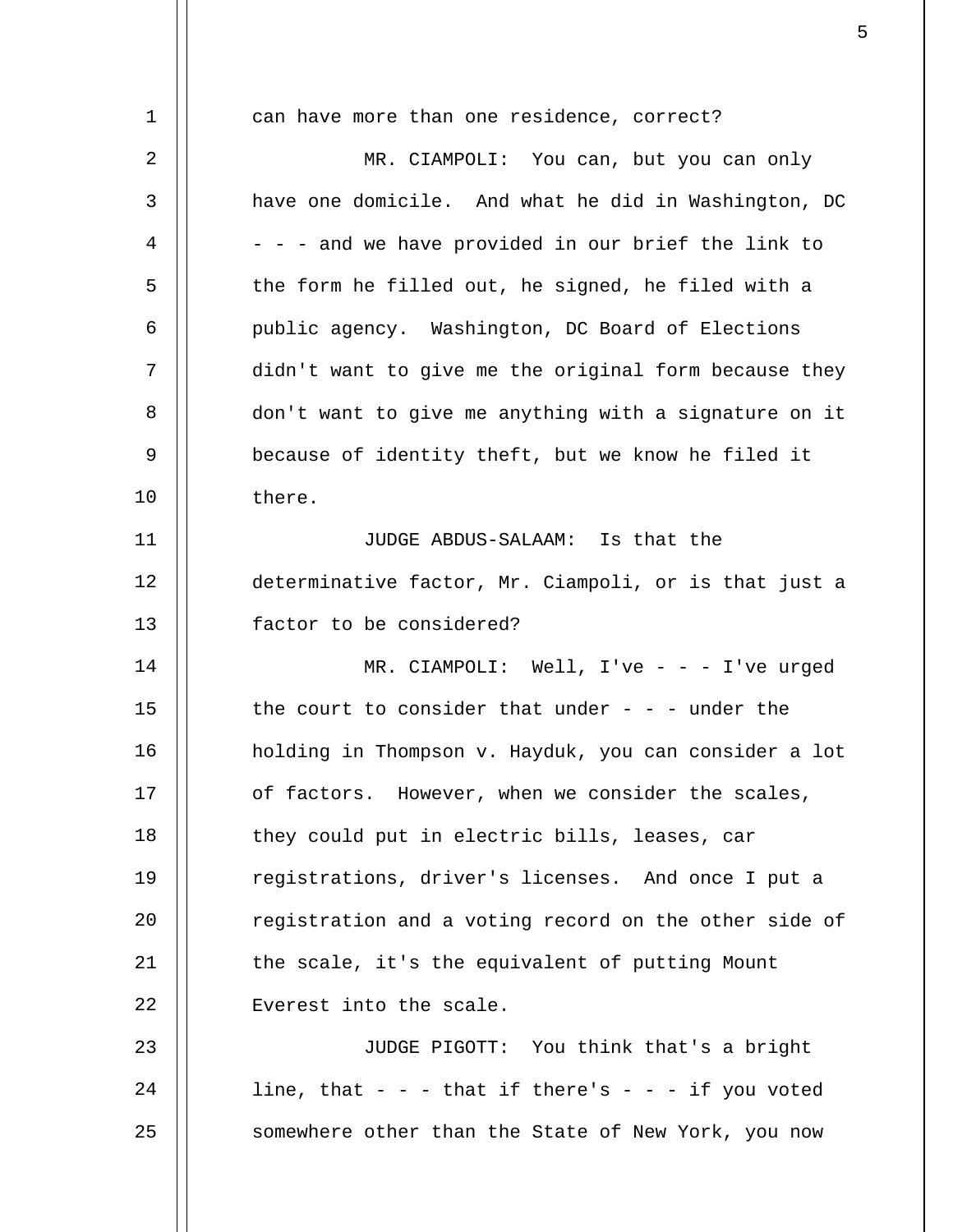can have more than one residence, correct?

MR. CIAMPOLI: You can, but you can only have one domicile. And what he did in Washington, DC - - - and we have provided in our brief the link to the form he filled out, he signed, he filed with a public agency. Washington, DC Board of Elections didn't want to give me the original form because they don't want to give me anything with a signature on it because of identity theft, but we know he filed it there.

JUDGE ABDUS-SALAAM: Is that the determinative factor, Mr. Ciampoli, or is that just a factor to be considered?

MR. CIAMPOLI: Well, I've - - - I've urged the court to consider that under - - - under the holding in Thompson v. Hayduk, you can consider a lot of factors. However, when we consider the scales, they could put in electric bills, leases, car registrations, driver's licenses. And once I put a registration and a voting record on the other side of the scale, it's the equivalent of putting Mount Everest into the scale.

JUDGE PIGOTT: You think that's a bright line, that - - - that if there's - - - if you voted somewhere other than the State of New York, you now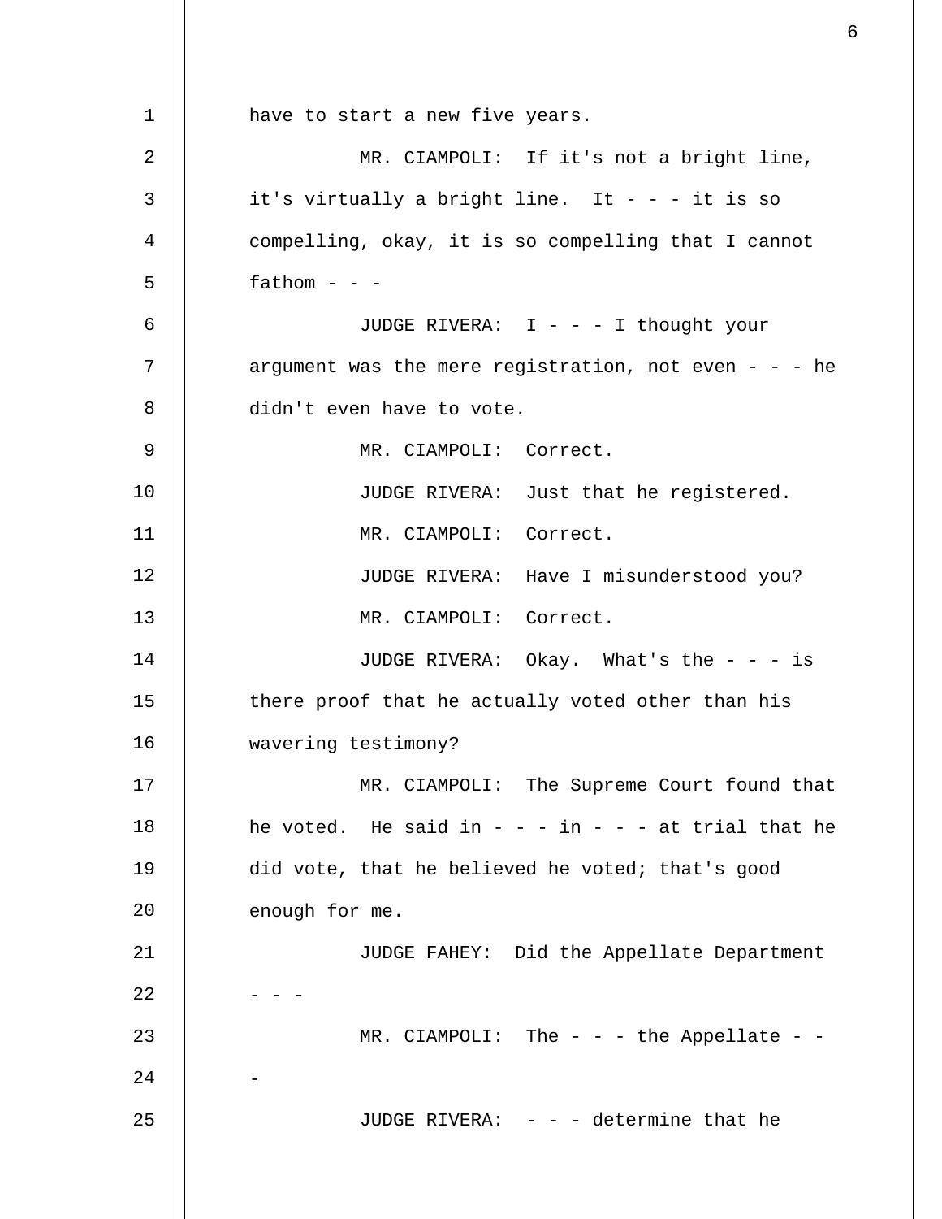have to start a new five years.

MR. CIAMPOLI: If it's not a bright line, it's virtually a bright line. It - - - it is so compelling, okay, it is so compelling that I cannot fathom - - -

JUDGE RIVERA: I - - - I thought your argument was the mere registration, not even - - - he didn't even have to vote.

MR. CIAMPOLI: Correct.

JUDGE RIVERA: Just that he registered.

MR. CIAMPOLI: Correct.

JUDGE RIVERA: Have I misunderstood you?

MR. CIAMPOLI: Correct.

JUDGE RIVERA: Okay. What's the - - - is there proof that he actually voted other than his wavering testimony?

MR. CIAMPOLI: The Supreme Court found that he voted. He said in - - - in - - - at trial that he did vote, that he believed he voted; that's good enough for me.

JUDGE FAHEY: Did the Appellate Department - - -

MR. CIAMPOLI: The - - - the Appellate - - -

JUDGE RIVERA: - - - determine that he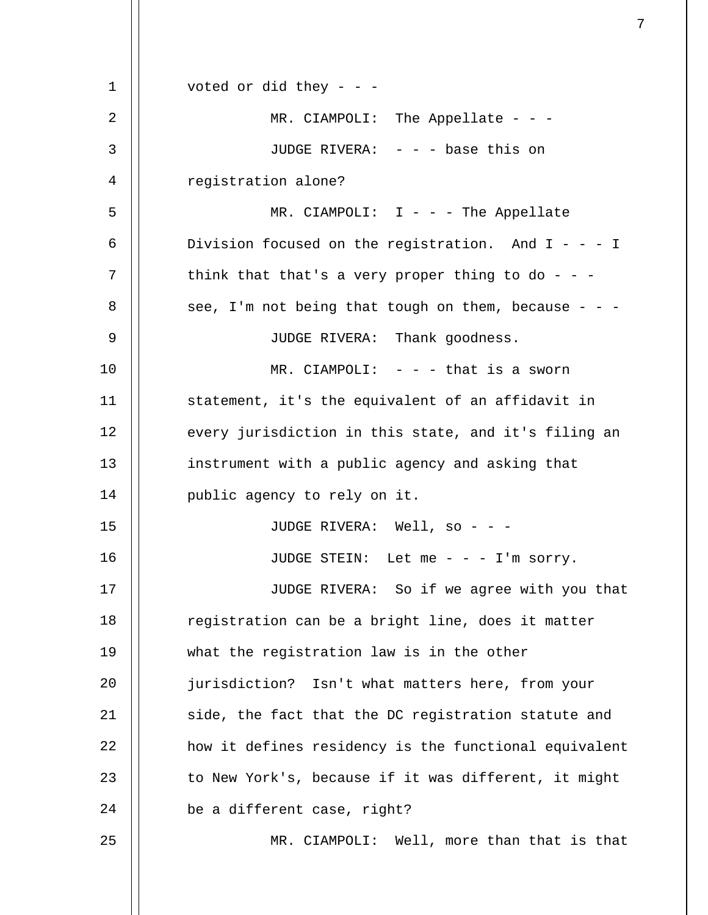voted or did they - - -

MR. CIAMPOLI: The Appellate - - -

JUDGE RIVERA: - - - base this on registration alone?

MR. CIAMPOLI: I - - - The Appellate Division focused on the registration. And I - - - I think that that's a very proper thing to do - - - see, I'm not being that tough on them, because - - -

JUDGE RIVERA: Thank goodness.

MR. CIAMPOLI: - - - that is a sworn statement, it's the equivalent of an affidavit in every jurisdiction in this state, and it's filing an instrument with a public agency and asking that public agency to rely on it.

JUDGE RIVERA: Well, so - - -

JUDGE STEIN: Let me - - - I'm sorry.

JUDGE RIVERA: So if we agree with you that registration can be a bright line, does it matter what the registration law is in the other jurisdiction? Isn't what matters here, from your side, the fact that the DC registration statute and how it defines residency is the functional equivalent to New York's, because if it was different, it might be a different case, right?

MR. CIAMPOLI: Well, more than that is that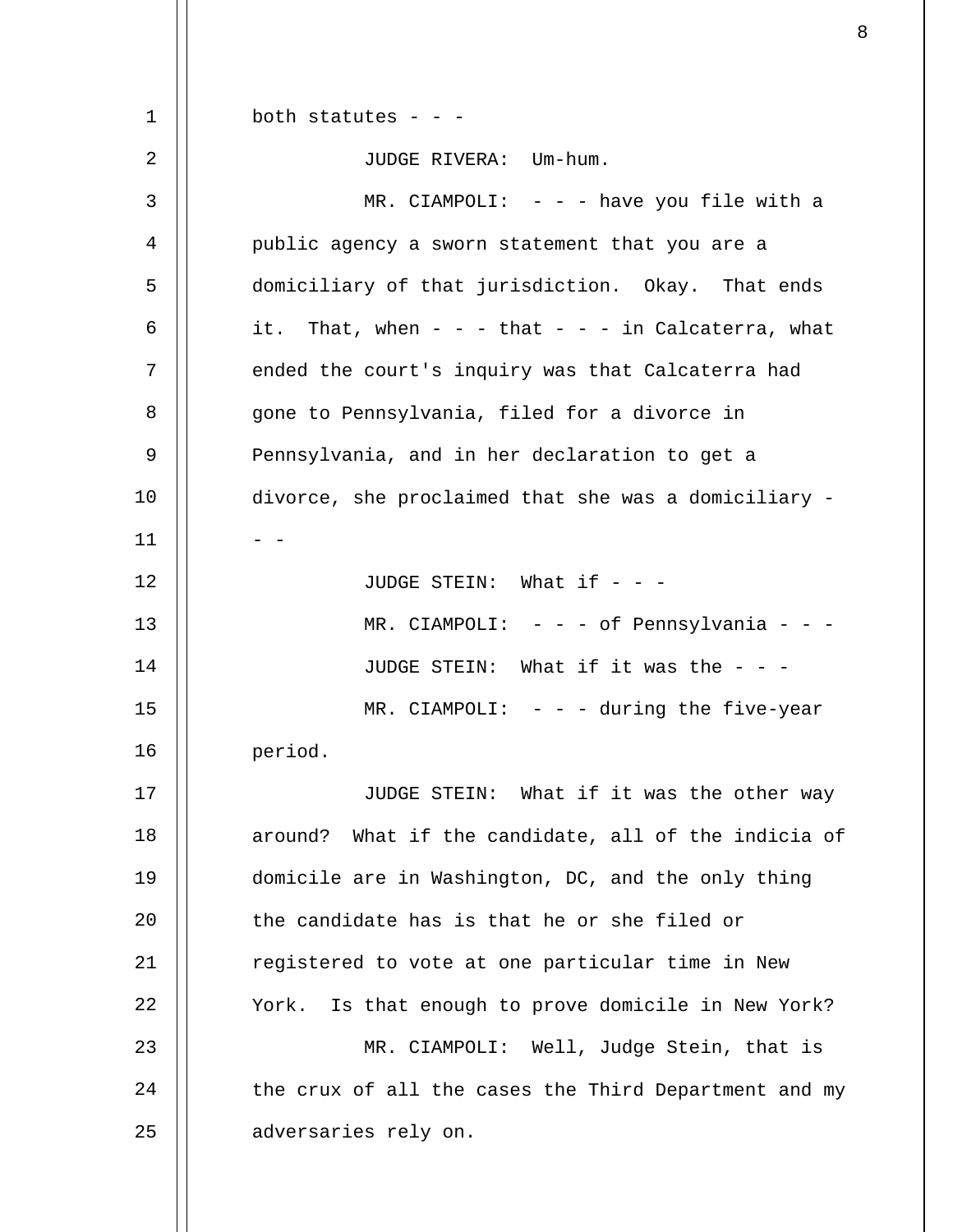both statutes - - -

JUDGE RIVERA: Um-hum.

MR. CIAMPOLI: - - - have you file with a public agency a sworn statement that you are a domiciliary of that jurisdiction. Okay. That ends it. That, when - - - that - - - in Calcaterra, what ended the court's inquiry was that Calcaterra had gone to Pennsylvania, filed for a divorce in Pennsylvania, and in her declaration to get a divorce, she proclaimed that she was a domiciliary - - -

JUDGE STEIN: What if - - -

MR. CIAMPOLI: - - - of Pennsylvania - - -

JUDGE STEIN: What if it was the - - -

MR. CIAMPOLI: - - - during the five-year period.

JUDGE STEIN: What if it was the other way around? What if the candidate, all of the indicia of domicile are in Washington, DC, and the only thing the candidate has is that he or she filed or registered to vote at one particular time in New York. Is that enough to prove domicile in New York?

MR. CIAMPOLI: Well, Judge Stein, that is the crux of all the cases the Third Department and my adversaries rely on.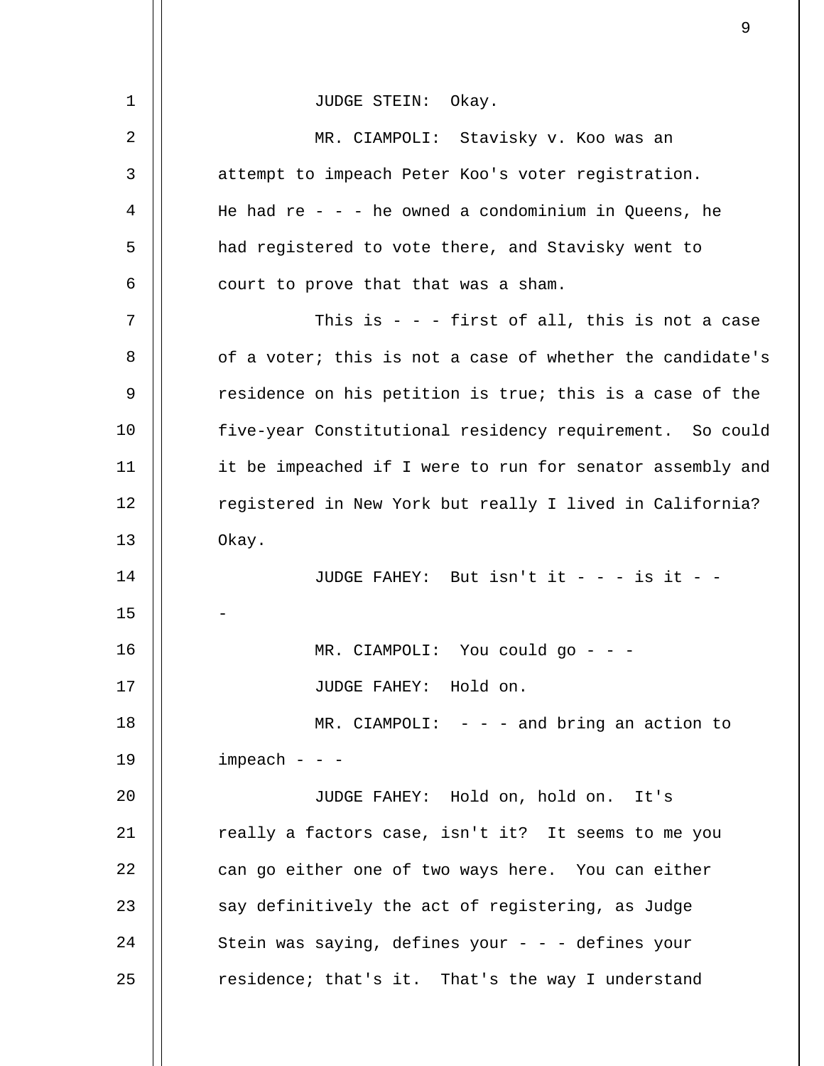JUDGE STEIN: Okay.

MR. CIAMPOLI: Stavisky v. Koo was an attempt to impeach Peter Koo's voter registration. He had re - - - he owned a condominium in Queens, he had registered to vote there, and Stavisky went to court to prove that that was a sham.

This is - - - first of all, this is not a case of a voter; this is not a case of whether the candidate's residence on his petition is true; this is a case of the five-year Constitutional residency requirement. So could it be impeached if I were to run for senator assembly and registered in New York but really I lived in California? Okay.

JUDGE FAHEY: But isn't it - - - is it - - -

MR. CIAMPOLI: You could go - - -

JUDGE FAHEY: Hold on.

MR. CIAMPOLI: - - - and bring an action to impeach - - -

JUDGE FAHEY: Hold on, hold on. It's really a factors case, isn't it? It seems to me you can go either one of two ways here. You can either say definitively the act of registering, as Judge Stein was saying, defines your - - - defines your residence; that's it. That's the way I understand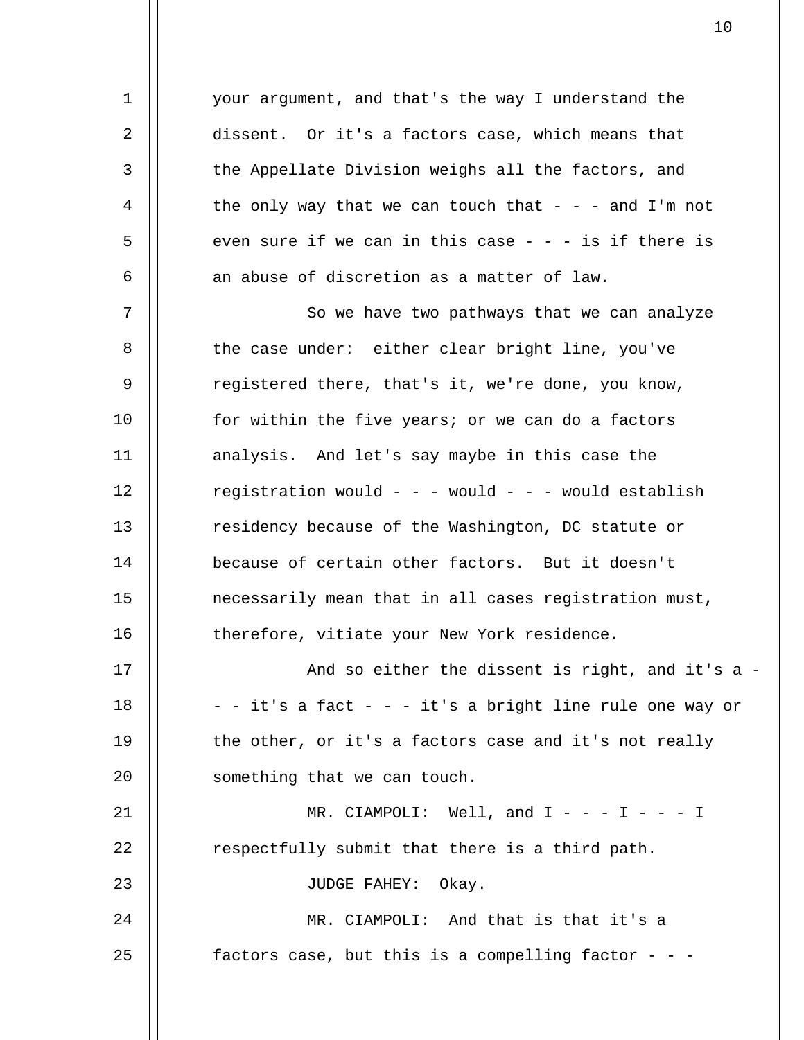your argument, and that's the way I understand the dissent. Or it's a factors case, which means that the Appellate Division weighs all the factors, and the only way that we can touch that - - - and I'm not even sure if we can in this case - - - is if there is an abuse of discretion as a matter of law.

So we have two pathways that we can analyze the case under: either clear bright line, you've registered there, that's it, we're done, you know, for within the five years; or we can do a factors analysis. And let's say maybe in this case the registration would - - - would - - - would establish residency because of the Washington, DC statute or because of certain other factors. But it doesn't necessarily mean that in all cases registration must, therefore, vitiate your New York residence.

And so either the dissent is right, and it's a - - - it's a fact - - - it's a bright line rule one way or the other, or it's a factors case and it's not really something that we can touch.

MR. CIAMPOLI: Well, and I - - - I - - - I respectfully submit that there is a third path.

JUDGE FAHEY: Okay.

MR. CIAMPOLI: And that is that it's a factors case, but this is a compelling factor - - -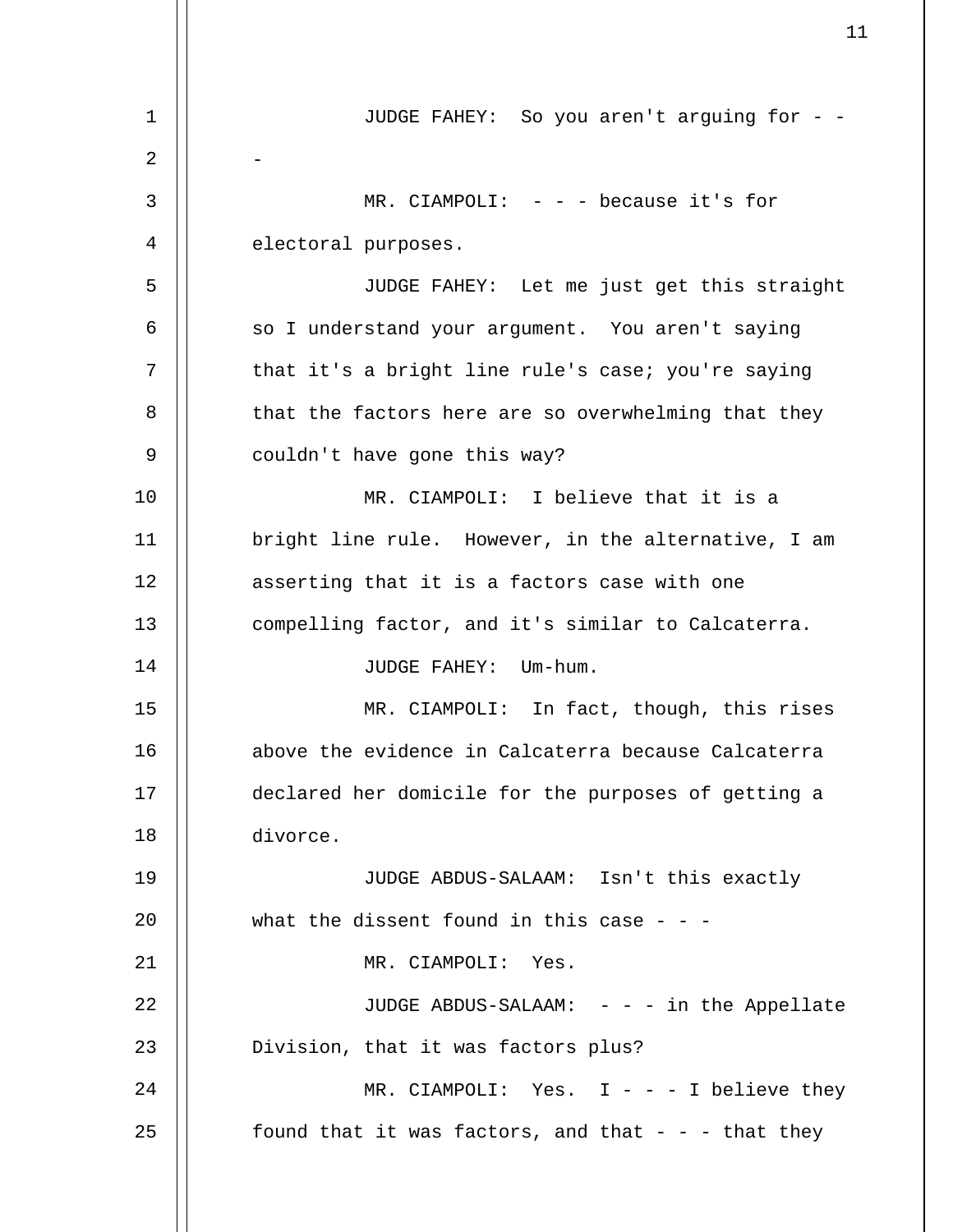JUDGE FAHEY: So you aren't arguing for - - -

MR. CIAMPOLI: - - - because it's for electoral purposes.

JUDGE FAHEY: Let me just get this straight so I understand your argument. You aren't saying that it's a bright line rule's case; you're saying that the factors here are so overwhelming that they couldn't have gone this way?

MR. CIAMPOLI: I believe that it is a bright line rule. However, in the alternative, I am asserting that it is a factors case with one compelling factor, and it's similar to Calcaterra.

JUDGE FAHEY: Um-hum.

MR. CIAMPOLI: In fact, though, this rises above the evidence in Calcaterra because Calcaterra declared her domicile for the purposes of getting a divorce.

JUDGE ABDUS-SALAAM: Isn't this exactly what the dissent found in this case - - -

MR. CIAMPOLI: Yes.

JUDGE ABDUS-SALAAM: - - - in the Appellate Division, that it was factors plus?

MR. CIAMPOLI: Yes. I - - - I believe they found that it was factors, and that - - - that they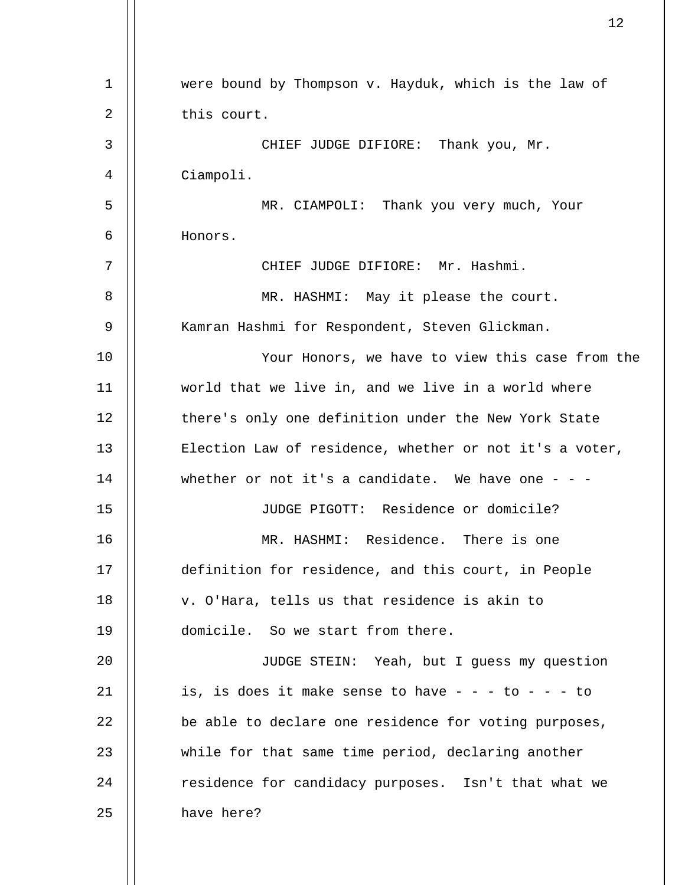were bound by Thompson v. Hayduk, which is the law of this court.

CHIEF JUDGE DIFIORE: Thank you, Mr. Ciampoli.

MR. CIAMPOLI: Thank you very much, Your Honors.

CHIEF JUDGE DIFIORE: Mr. Hashmi.

MR. HASHMI: May it please the court. Kamran Hashmi for Respondent, Steven Glickman.

Your Honors, we have to view this case from the world that we live in, and we live in a world where there's only one definition under the New York State Election Law of residence, whether or not it's a voter, whether or not it's a candidate. We have one - - -

JUDGE PIGOTT: Residence or domicile?

MR. HASHMI: Residence. There is one definition for residence, and this court, in People v. O'Hara, tells us that residence is akin to domicile. So we start from there.

JUDGE STEIN: Yeah, but I guess my question is, is does it make sense to have - - - to - - - to be able to declare one residence for voting purposes, while for that same time period, declaring another residence for candidacy purposes. Isn't that what we have here?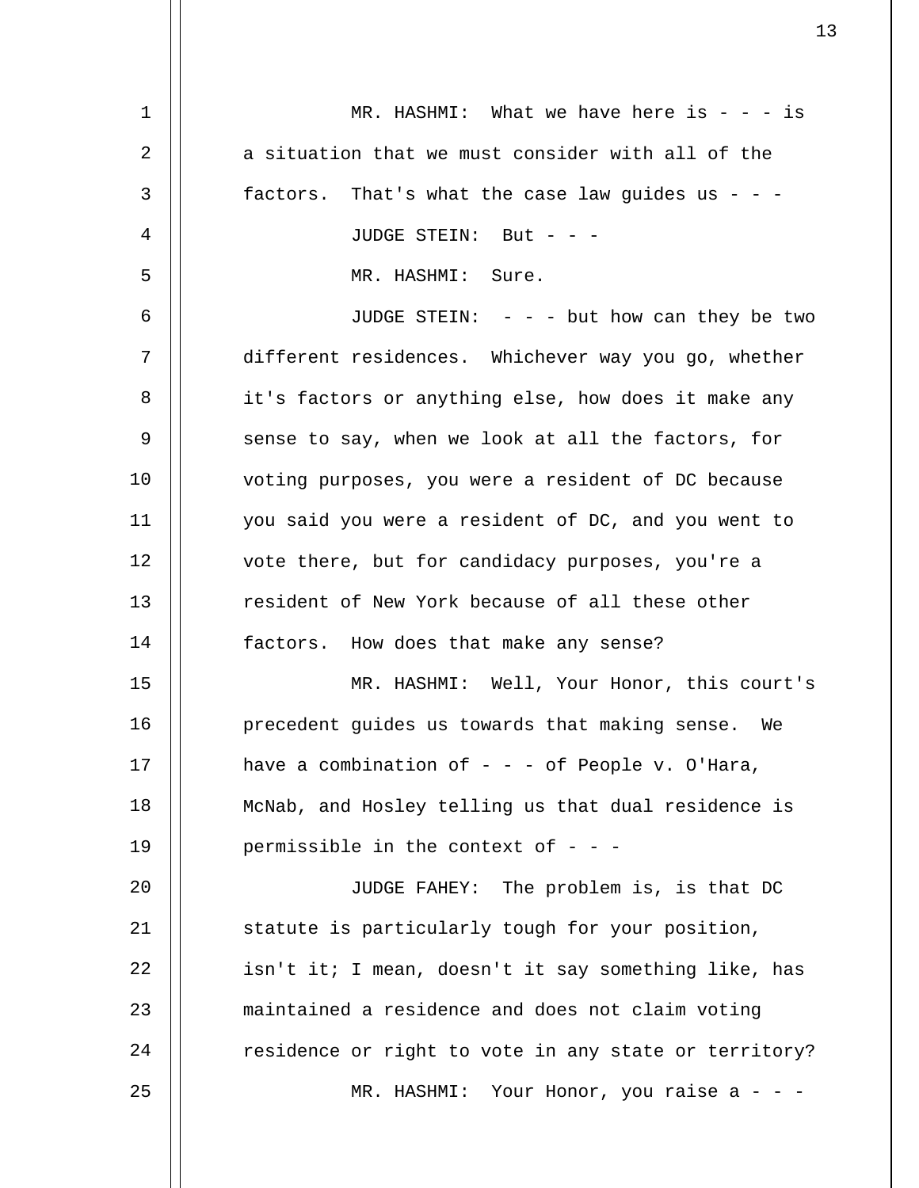MR. HASHMI: What we have here is - - - is a situation that we must consider with all of the factors. That's what the case law guides us - - -

JUDGE STEIN: But - - -

MR. HASHMI: Sure.

JUDGE STEIN: - - - but how can they be two different residences. Whichever way you go, whether it's factors or anything else, how does it make any sense to say, when we look at all the factors, for voting purposes, you were a resident of DC because you said you were a resident of DC, and you went to vote there, but for candidacy purposes, you're a resident of New York because of all these other factors. How does that make any sense?

MR. HASHMI: Well, Your Honor, this court's precedent guides us towards that making sense. We have a combination of - - - of People v. O'Hara, McNab, and Hosley telling us that dual residence is permissible in the context of - - -

JUDGE FAHEY: The problem is, is that DC statute is particularly tough for your position, isn't it; I mean, doesn't it say something like, has maintained a residence and does not claim voting residence or right to vote in any state or territory?

MR. HASHMI: Your Honor, you raise a - - -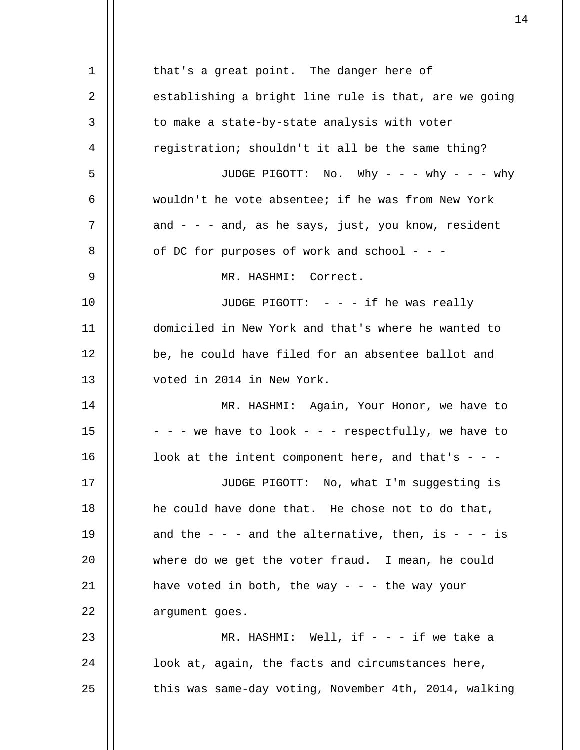that's a great point. The danger here of establishing a bright line rule is that, are we going to make a state-by-state analysis with voter registration; shouldn't it all be the same thing?

JUDGE PIGOTT: No. Why - - - why - - - why wouldn't he vote absentee; if he was from New York and - - - and, as he says, just, you know, resident of DC for purposes of work and school - - -

MR. HASHMI: Correct.

JUDGE PIGOTT: - - - if he was really domiciled in New York and that's where he wanted to be, he could have filed for an absentee ballot and voted in 2014 in New York.

MR. HASHMI: Again, Your Honor, we have to - - - we have to look - - - respectfully, we have to look at the intent component here, and that's - - -

JUDGE PIGOTT: No, what I'm suggesting is he could have done that. He chose not to do that, and the - - - and the alternative, then, is - - - is where do we get the voter fraud. I mean, he could have voted in both, the way - - - the way your argument goes.

MR. HASHMI: Well, if - - - if we take a look at, again, the facts and circumstances here, this was same-day voting, November 4th, 2014, walking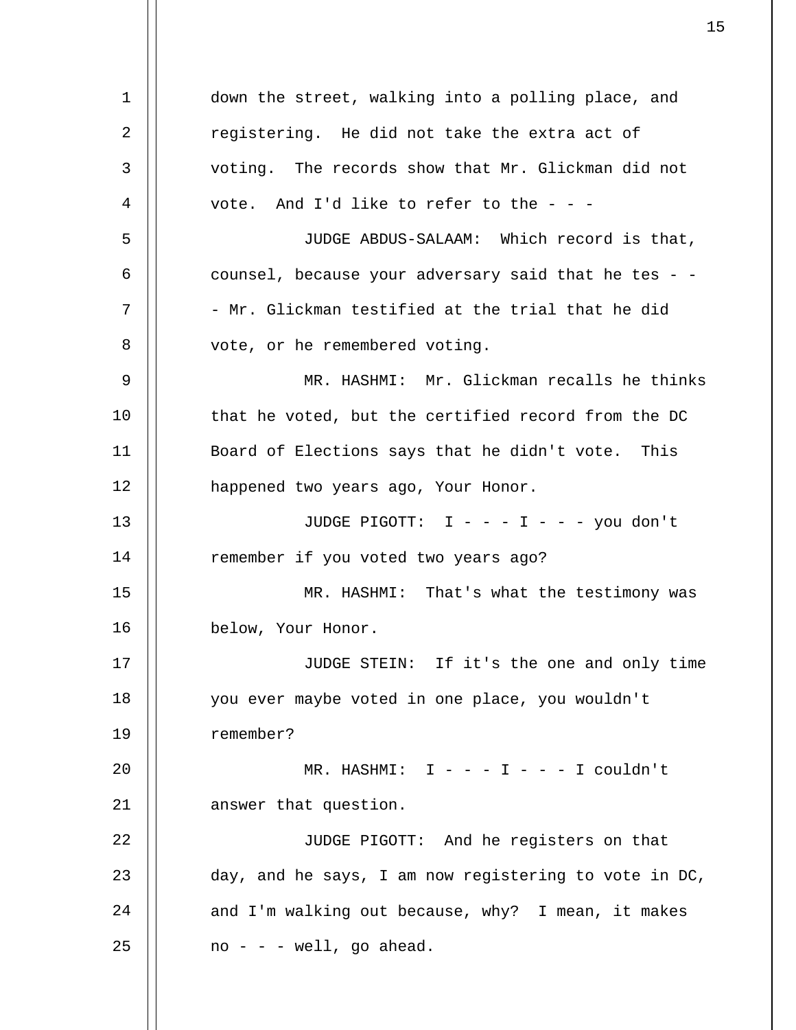down the street, walking into a polling place, and registering. He did not take the extra act of voting. The records show that Mr. Glickman did not vote. And I'd like to refer to the - - -

JUDGE ABDUS-SALAAM: Which record is that, counsel, because your adversary said that he tes - - - Mr. Glickman testified at the trial that he did vote, or he remembered voting.

MR. HASHMI: Mr. Glickman recalls he thinks that he voted, but the certified record from the DC Board of Elections says that he didn't vote. This happened two years ago, Your Honor.

JUDGE PIGOTT: I - - - I - - - you don't remember if you voted two years ago?

MR. HASHMI: That's what the testimony was below, Your Honor.

JUDGE STEIN: If it's the one and only time you ever maybe voted in one place, you wouldn't remember?

MR. HASHMI: I - - - I - - - I couldn't answer that question.

JUDGE PIGOTT: And he registers on that day, and he says, I am now registering to vote in DC, and I'm walking out because, why? I mean, it makes no - - - well, go ahead.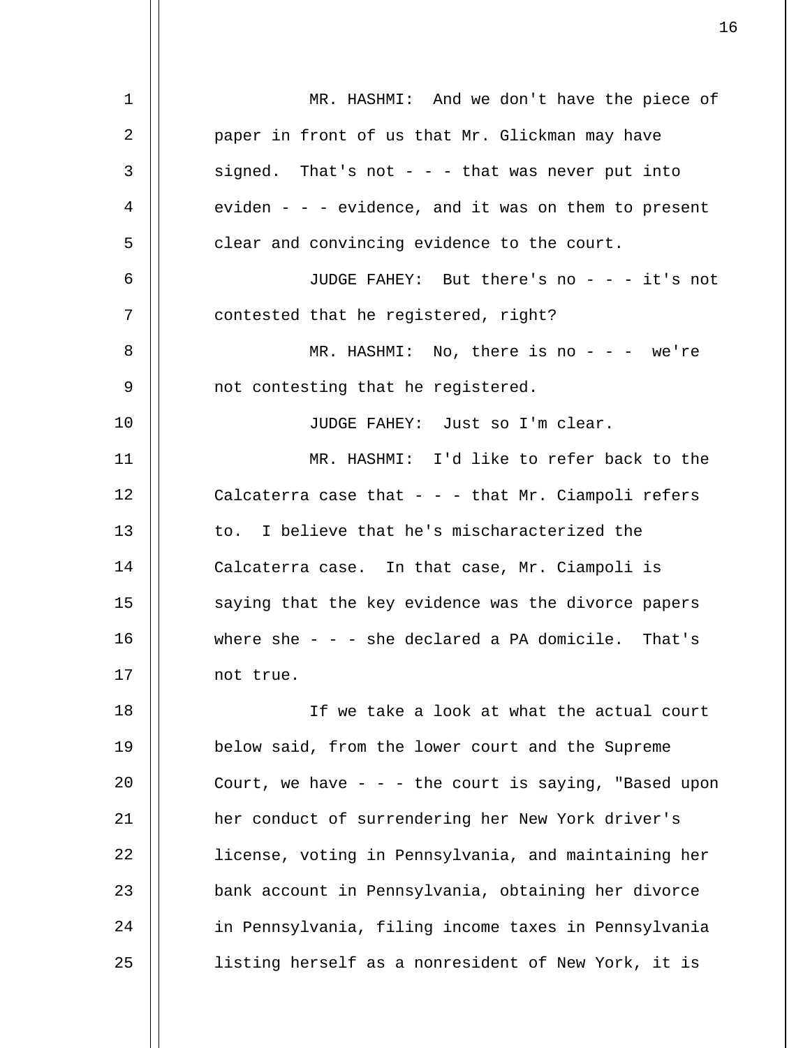MR. HASHMI: And we don't have the piece of paper in front of us that Mr. Glickman may have signed. That's not - - - that was never put into eviden - - - evidence, and it was on them to present clear and convincing evidence to the court.

JUDGE FAHEY: But there's no - - - it's not contested that he registered, right?

MR. HASHMI: No, there is no - - - we're not contesting that he registered.

JUDGE FAHEY: Just so I'm clear.

MR. HASHMI: I'd like to refer back to the Calcaterra case that - - - that Mr. Ciampoli refers to. I believe that he's mischaracterized the Calcaterra case. In that case, Mr. Ciampoli is saying that the key evidence was the divorce papers where she - - - she declared a PA domicile. That's not true.

If we take a look at what the actual court below said, from the lower court and the Supreme Court, we have - - - the court is saying, "Based upon her conduct of surrendering her New York driver's license, voting in Pennsylvania, and maintaining her bank account in Pennsylvania, obtaining her divorce in Pennsylvania, filing income taxes in Pennsylvania listing herself as a nonresident of New York, it is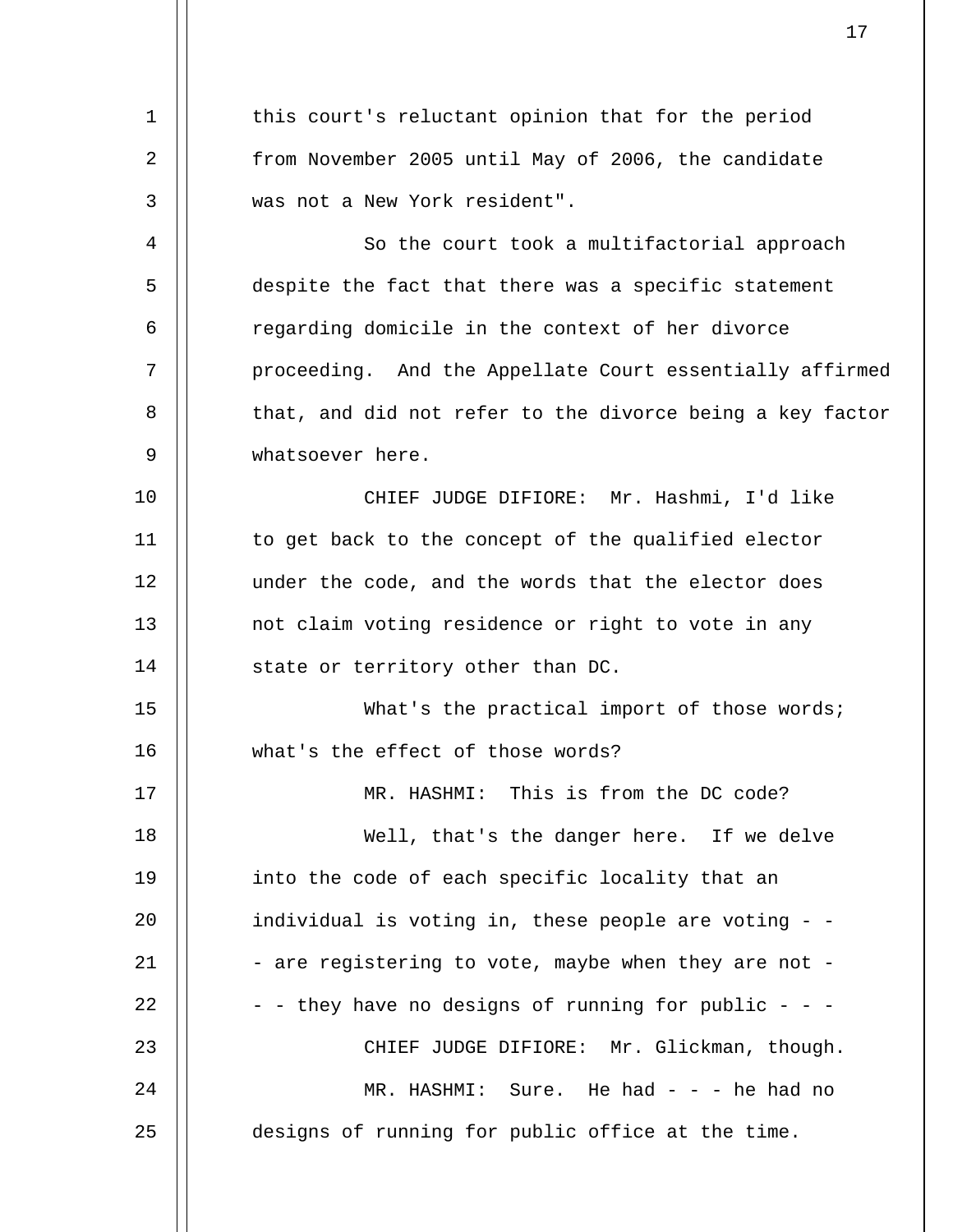this court's reluctant opinion that for the period from November 2005 until May of 2006, the candidate was not a New York resident".

So the court took a multifactorial approach despite the fact that there was a specific statement regarding domicile in the context of her divorce proceeding. And the Appellate Court essentially affirmed that, and did not refer to the divorce being a key factor whatsoever here.

CHIEF JUDGE DIFIORE: Mr. Hashmi, I'd like to get back to the concept of the qualified elector under the code, and the words that the elector does not claim voting residence or right to vote in any state or territory other than DC.

What's the practical import of those words; what's the effect of those words?

MR. HASHMI: This is from the DC code?

Well, that's the danger here. If we delve into the code of each specific locality that an individual is voting in, these people are voting - - - are registering to vote, maybe when they are not - - - they have no designs of running for public - - -

CHIEF JUDGE DIFIORE: Mr. Glickman, though.

MR. HASHMI: Sure. He had - - - he had no designs of running for public office at the time.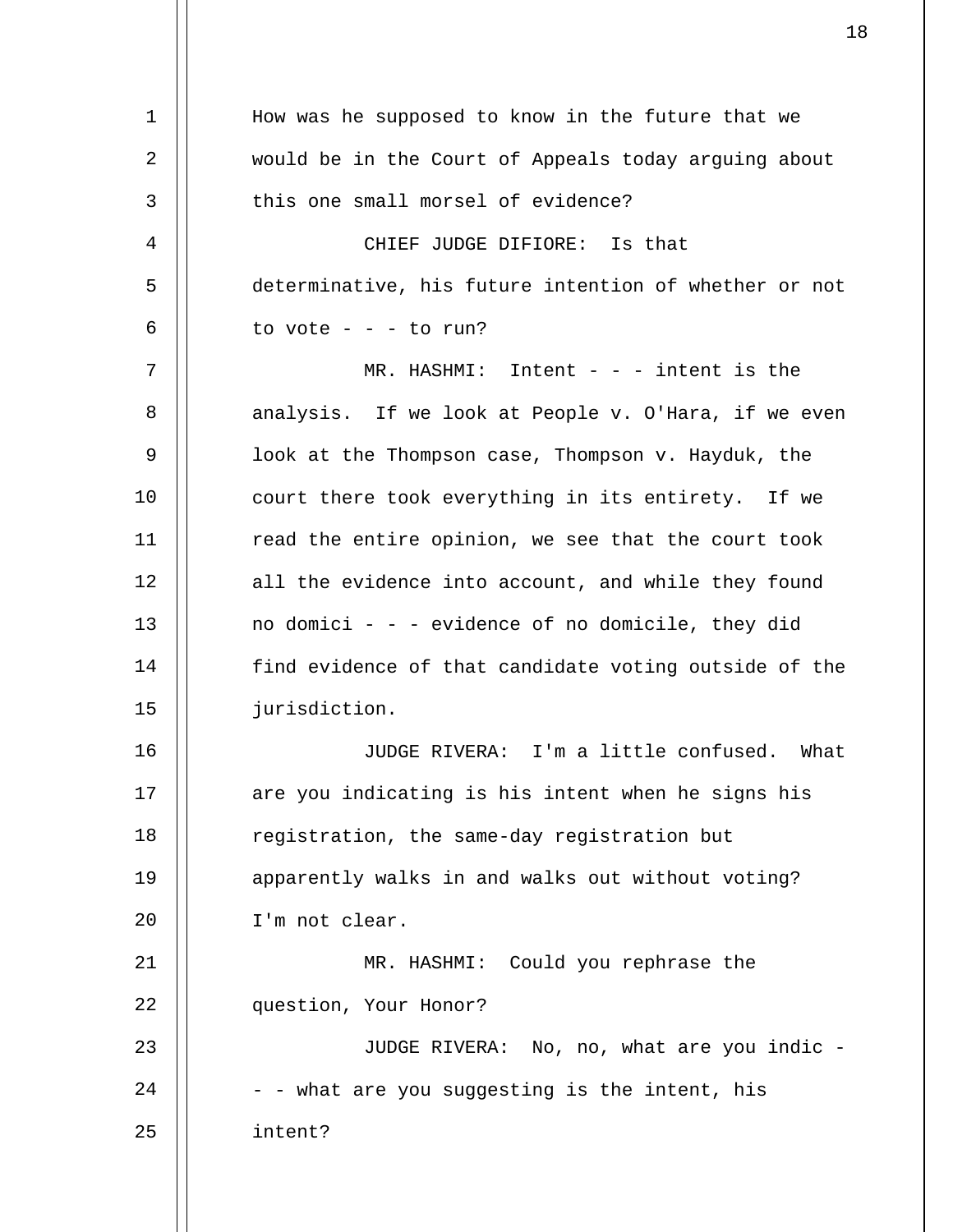How was he supposed to know in the future that we would be in the Court of Appeals today arguing about this one small morsel of evidence?

CHIEF JUDGE DIFIORE: Is that determinative, his future intention of whether or not to vote - - - to run?

MR. HASHMI: Intent - - - intent is the analysis. If we look at People v. O'Hara, if we even look at the Thompson case, Thompson v. Hayduk, the court there took everything in its entirety. If we read the entire opinion, we see that the court took all the evidence into account, and while they found no domici - - - evidence of no domicile, they did find evidence of that candidate voting outside of the jurisdiction.

JUDGE RIVERA: I'm a little confused. What are you indicating is his intent when he signs his registration, the same-day registration but apparently walks in and walks out without voting? I'm not clear.

MR. HASHMI: Could you rephrase the question, Your Honor?

JUDGE RIVERA: No, no, what are you indic - - - what are you suggesting is the intent, his intent?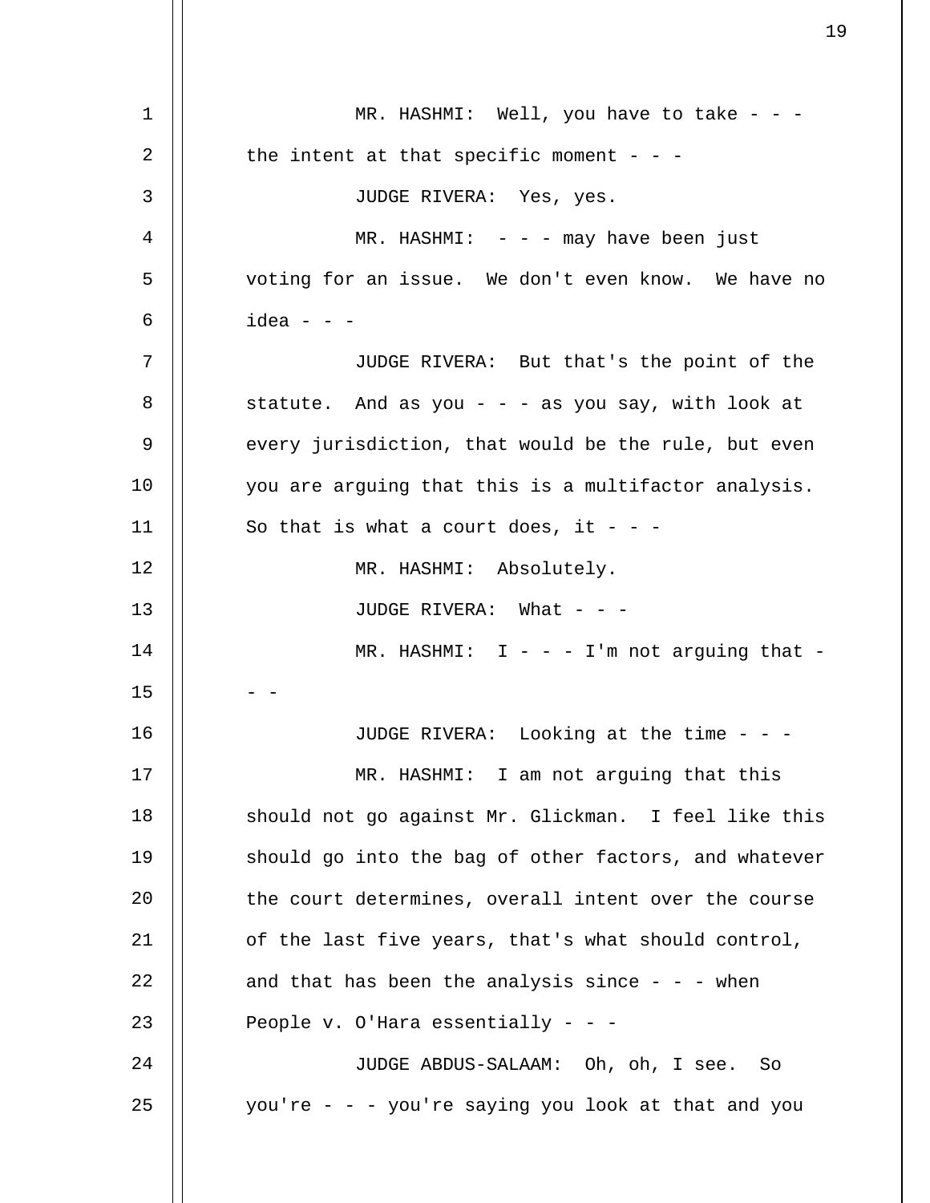MR. HASHMI: Well, you have to take - - - the intent at that specific moment - - -

JUDGE RIVERA: Yes, yes.

MR. HASHMI: - - - may have been just voting for an issue. We don't even know. We have no idea - - -

JUDGE RIVERA: But that's the point of the statute. And as you - - - as you say, with look at every jurisdiction, that would be the rule, but even you are arguing that this is a multifactor analysis. So that is what a court does, it - - -

MR. HASHMI: Absolutely.

JUDGE RIVERA: What - - -

MR. HASHMI: I - - - I'm not arguing that - - -

JUDGE RIVERA: Looking at the time - - -

MR. HASHMI: I am not arguing that this should not go against Mr. Glickman. I feel like this should go into the bag of other factors, and whatever the court determines, overall intent over the course of the last five years, that's what should control, and that has been the analysis since - - - when People v. O'Hara essentially - - -

JUDGE ABDUS-SALAAM: Oh, oh, I see. So you're - - - you're saying you look at that and you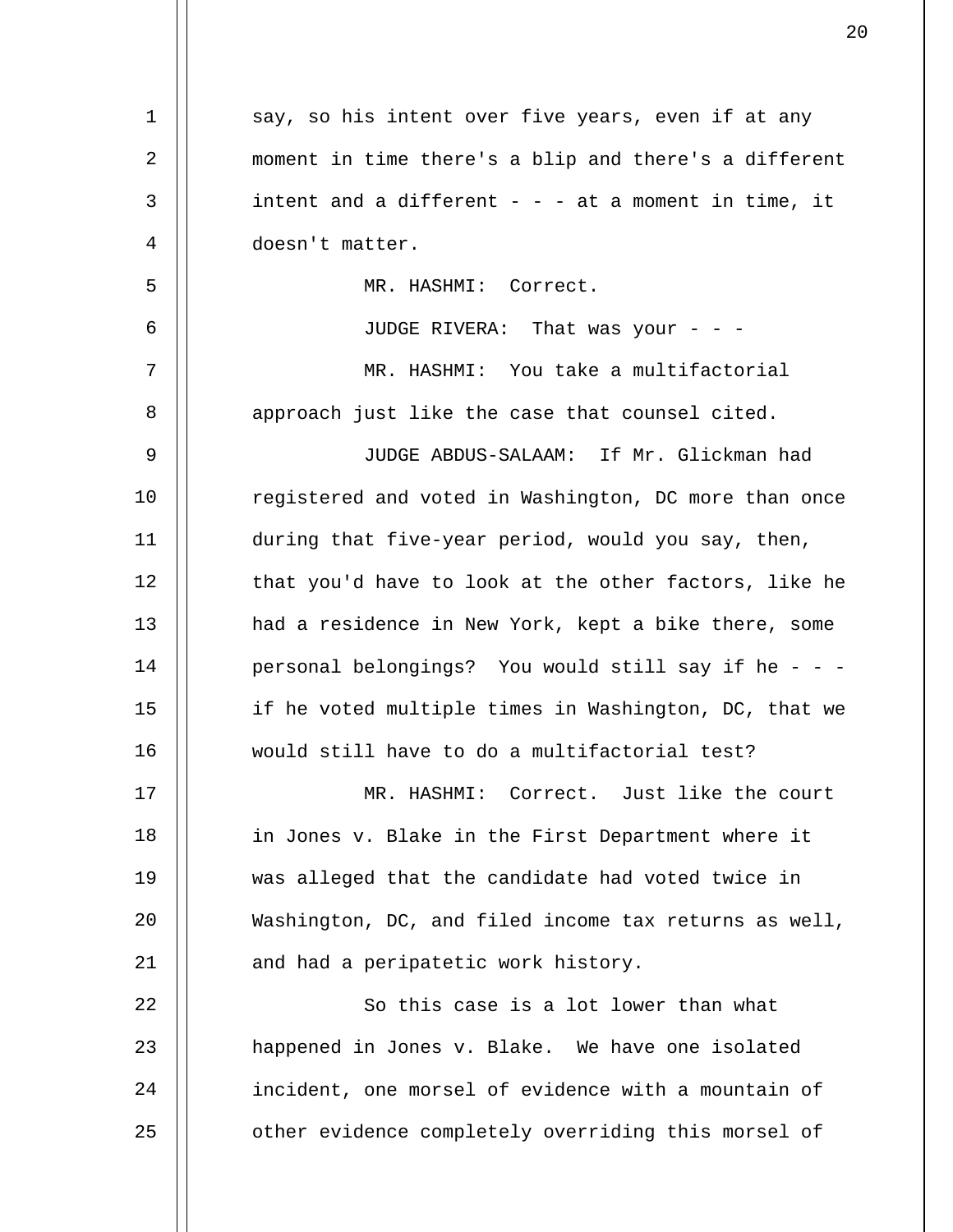say, so his intent over five years, even if at any moment in time there's a blip and there's a different intent and a different - - - at a moment in time, it doesn't matter.

MR. HASHMI: Correct.

JUDGE RIVERA: That was your - - -

MR. HASHMI: You take a multifactorial approach just like the case that counsel cited.

JUDGE ABDUS-SALAAM: If Mr. Glickman had registered and voted in Washington, DC more than once during that five-year period, would you say, then, that you'd have to look at the other factors, like he had a residence in New York, kept a bike there, some personal belongings? You would still say if he - - - if he voted multiple times in Washington, DC, that we would still have to do a multifactorial test?

MR. HASHMI: Correct. Just like the court in Jones v. Blake in the First Department where it was alleged that the candidate had voted twice in Washington, DC, and filed income tax returns as well, and had a peripatetic work history.

So this case is a lot lower than what happened in Jones v. Blake. We have one isolated incident, one morsel of evidence with a mountain of other evidence completely overriding this morsel of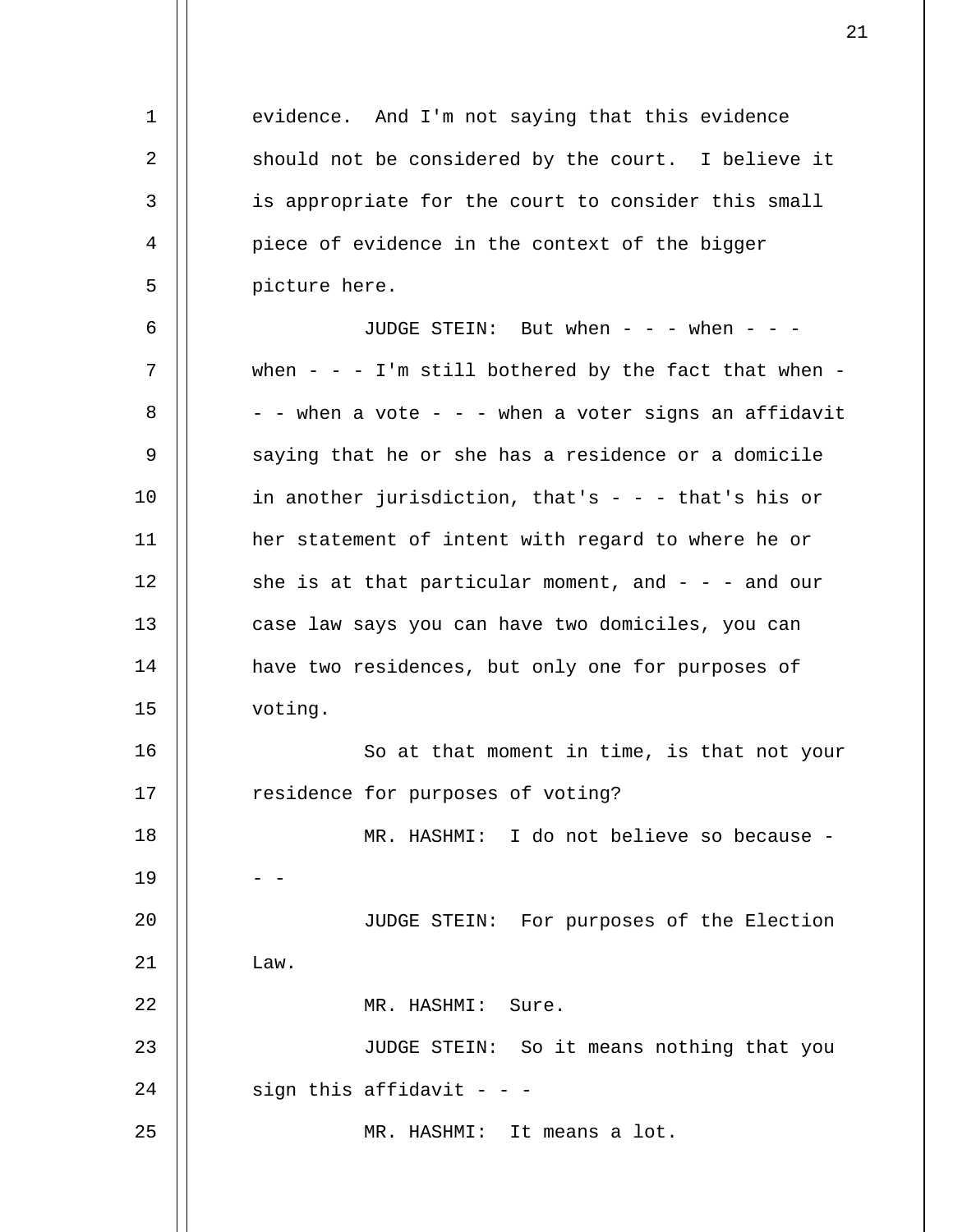evidence. And I'm not saying that this evidence should not be considered by the court. I believe it is appropriate for the court to consider this small piece of evidence in the context of the bigger picture here.

JUDGE STEIN: But when - - - when - - - when - - - I'm still bothered by the fact that when - - - when a vote - - - when a voter signs an affidavit saying that he or she has a residence or a domicile in another jurisdiction, that's - - - that's his or her statement of intent with regard to where he or she is at that particular moment, and - - - and our case law says you can have two domiciles, you can have two residences, but only one for purposes of voting.

So at that moment in time, is that not your residence for purposes of voting?

MR. HASHMI: I do not believe so because - - -

JUDGE STEIN: For purposes of the Election Law.

MR. HASHMI: Sure.

JUDGE STEIN: So it means nothing that you sign this affidavit - - -

MR. HASHMI: It means a lot.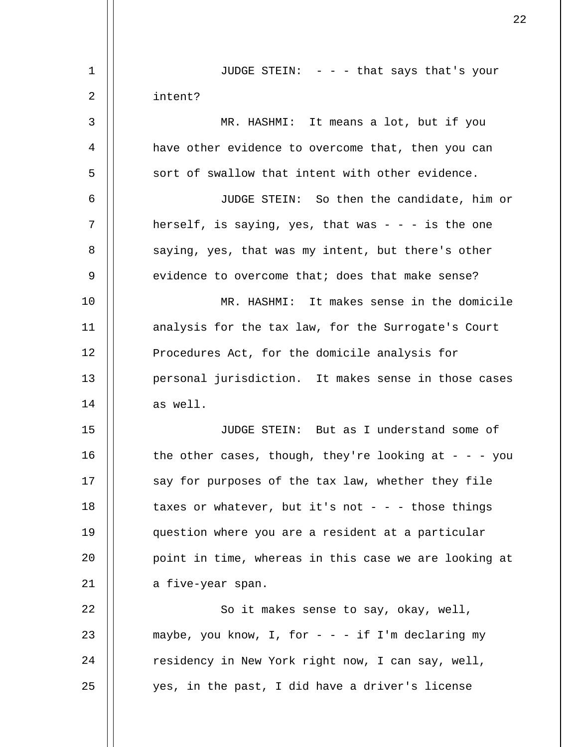JUDGE STEIN: - - - that says that's your intent?

MR. HASHMI: It means a lot, but if you have other evidence to overcome that, then you can sort of swallow that intent with other evidence.

JUDGE STEIN: So then the candidate, him or herself, is saying, yes, that was - - - is the one saying, yes, that was my intent, but there's other evidence to overcome that; does that make sense?

MR. HASHMI: It makes sense in the domicile analysis for the tax law, for the Surrogate's Court Procedures Act, for the domicile analysis for personal jurisdiction. It makes sense in those cases as well.

JUDGE STEIN: But as I understand some of the other cases, though, they're looking at - - - you say for purposes of the tax law, whether they file taxes or whatever, but it's not - - - those things question where you are a resident at a particular point in time, whereas in this case we are looking at a five-year span.

So it makes sense to say, okay, well, maybe, you know, I, for - - - if I'm declaring my residency in New York right now, I can say, well, yes, in the past, I did have a driver's license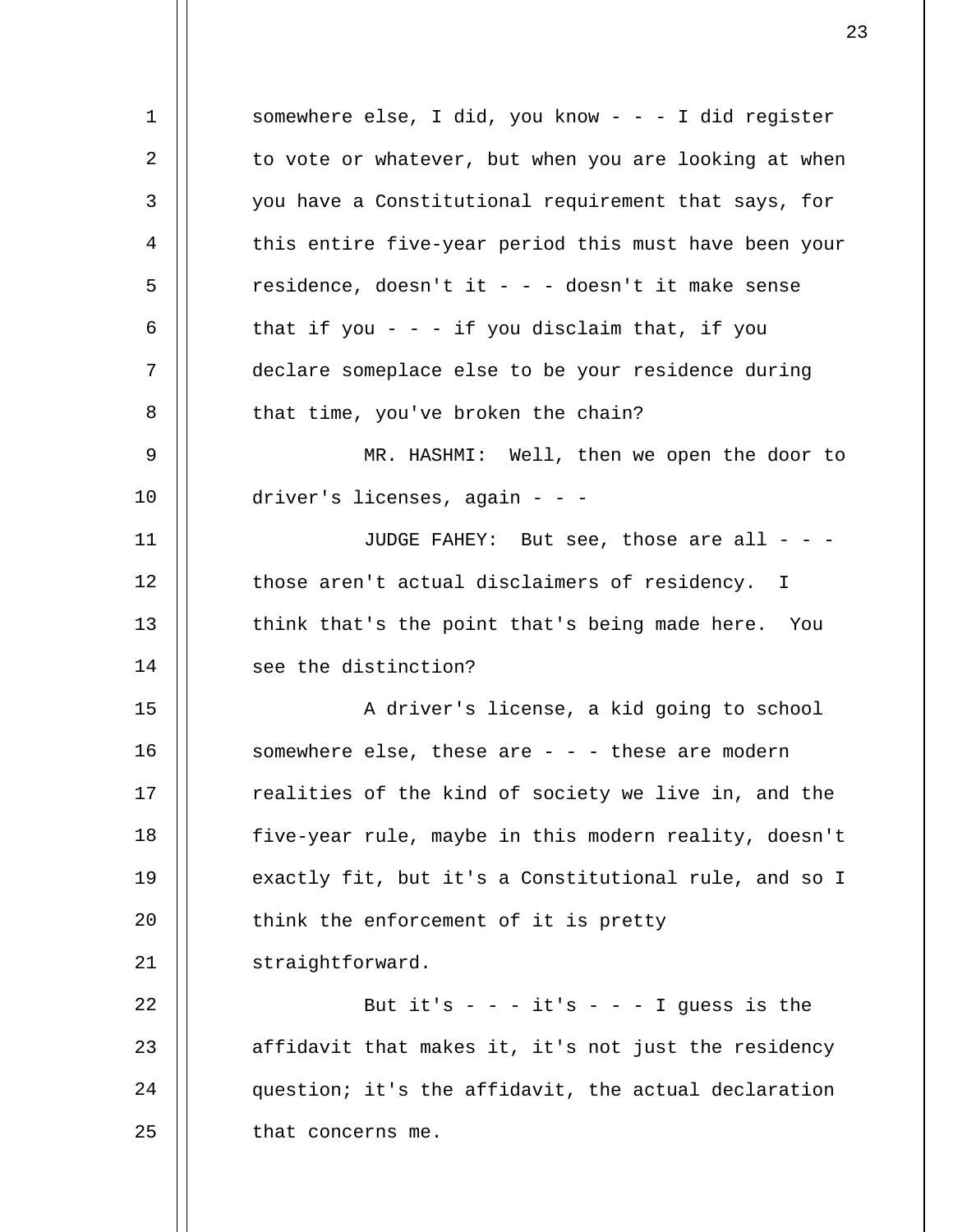somewhere else, I did, you know - - - I did register to vote or whatever, but when you are looking at when you have a Constitutional requirement that says, for this entire five-year period this must have been your residence, doesn't it - - - doesn't it make sense that if you - - - if you disclaim that, if you declare someplace else to be your residence during that time, you've broken the chain?

MR. HASHMI: Well, then we open the door to driver's licenses, again - - -

JUDGE FAHEY: But see, those are all - - - those aren't actual disclaimers of residency. I think that's the point that's being made here. You see the distinction?

A driver's license, a kid going to school somewhere else, these are - - - these are modern realities of the kind of society we live in, and the five-year rule, maybe in this modern reality, doesn't exactly fit, but it's a Constitutional rule, and so I think the enforcement of it is pretty straightforward.

But it's - - - it's - - - I guess is the affidavit that makes it, it's not just the residency question; it's the affidavit, the actual declaration that concerns me.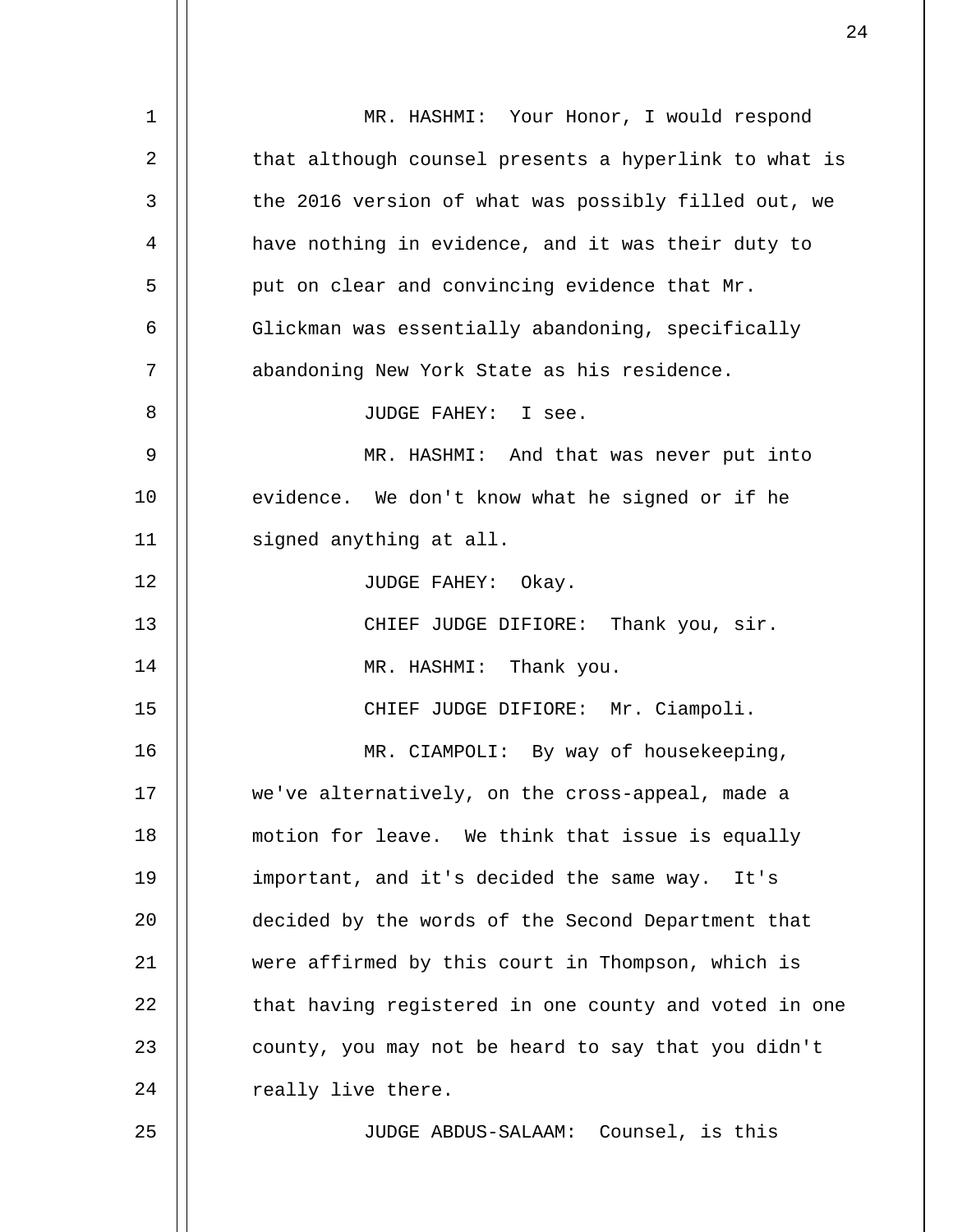MR. HASHMI: Your Honor, I would respond that although counsel presents a hyperlink to what is the 2016 version of what was possibly filled out, we have nothing in evidence, and it was their duty to put on clear and convincing evidence that Mr. Glickman was essentially abandoning, specifically abandoning New York State as his residence.

JUDGE FAHEY: I see.

MR. HASHMI: And that was never put into evidence. We don't know what he signed or if he signed anything at all.

JUDGE FAHEY: Okay.

CHIEF JUDGE DIFIORE: Thank you, sir.

MR. HASHMI: Thank you.

CHIEF JUDGE DIFIORE: Mr. Ciampoli.

MR. CIAMPOLI: By way of housekeeping, we've alternatively, on the cross-appeal, made a motion for leave. We think that issue is equally important, and it's decided the same way. It's decided by the words of the Second Department that were affirmed by this court in Thompson, which is that having registered in one county and voted in one county, you may not be heard to say that you didn't really live there.

JUDGE ABDUS-SALAAM: Counsel, is this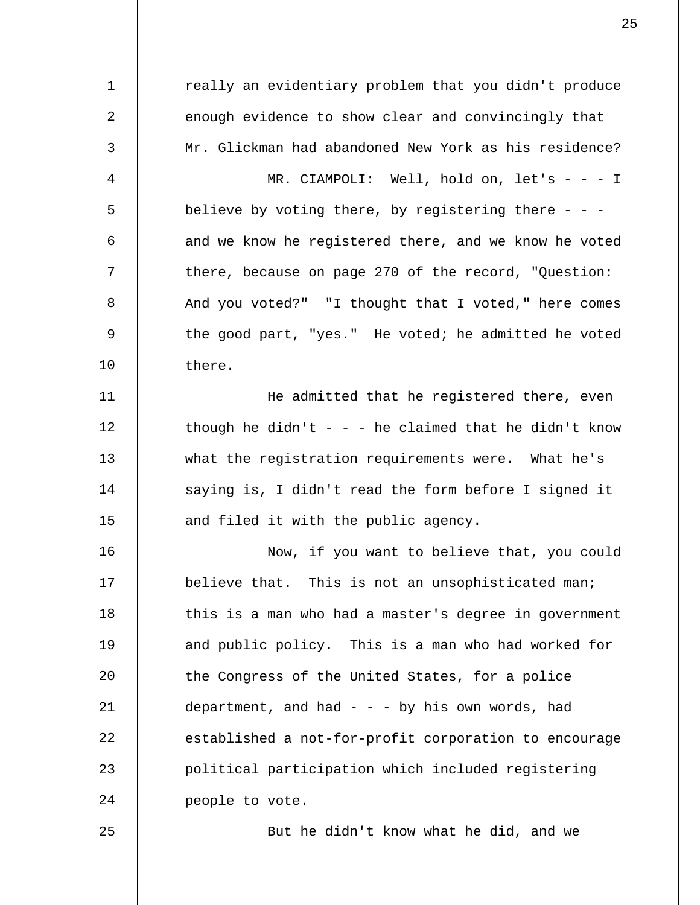really an evidentiary problem that you didn't produce enough evidence to show clear and convincingly that Mr. Glickman had abandoned New York as his residence?

MR. CIAMPOLI: Well, hold on, let's - - - I believe by voting there, by registering there - - - and we know he registered there, and we know he voted there, because on page 270 of the record, "Question: And you voted?" "I thought that I voted," here comes the good part, "yes." He voted; he admitted he voted there.

He admitted that he registered there, even though he didn't - - - he claimed that he didn't know what the registration requirements were. What he's saying is, I didn't read the form before I signed it and filed it with the public agency.

Now, if you want to believe that, you could believe that. This is not an unsophisticated man; this is a man who had a master's degree in government and public policy. This is a man who had worked for the Congress of the United States, for a police department, and had - - - by his own words, had established a not-for-profit corporation to encourage political participation which included registering people to vote.

But he didn't know what he did, and we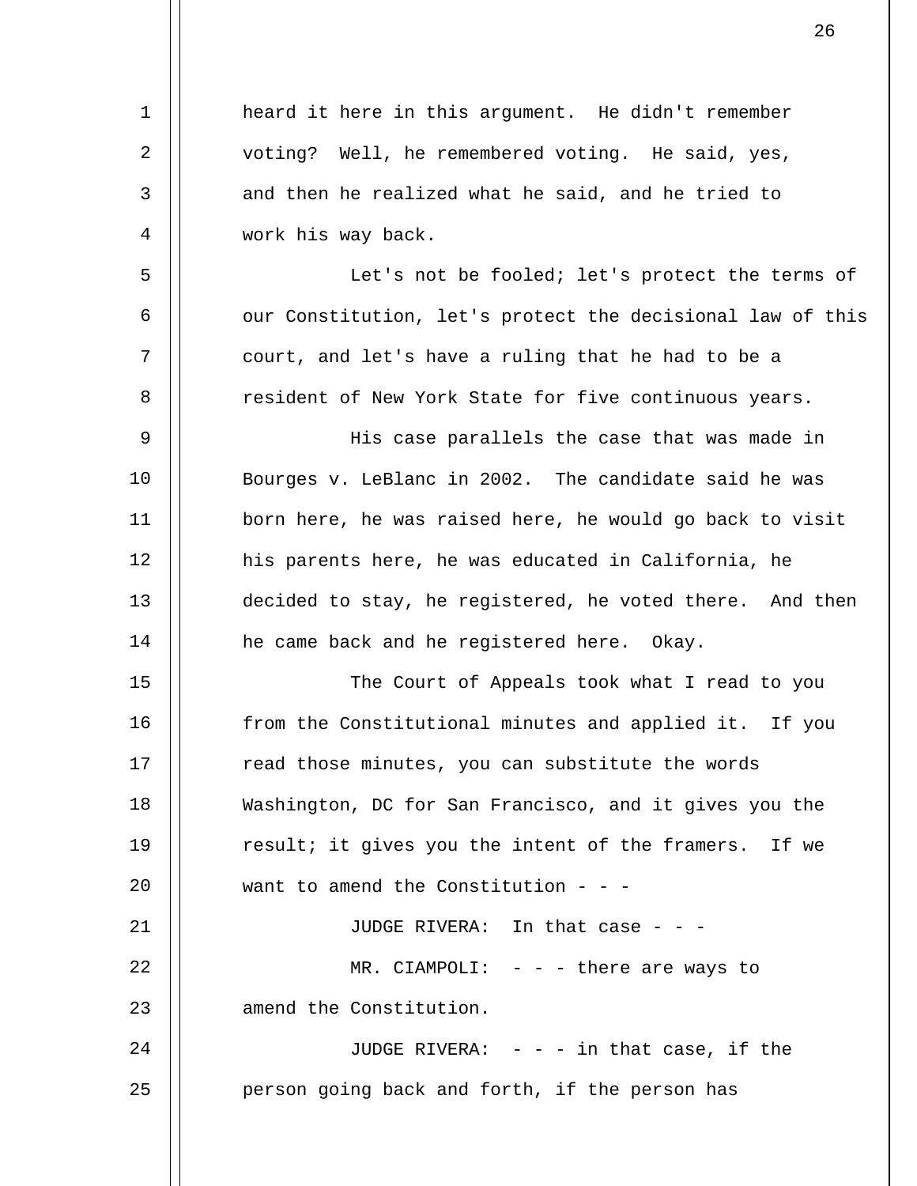heard it here in this argument. He didn't remember voting? Well, he remembered voting. He said, yes, and then he realized what he said, and he tried to work his way back.

Let's not be fooled; let's protect the terms of our Constitution, let's protect the decisional law of this court, and let's have a ruling that he had to be a resident of New York State for five continuous years.

His case parallels the case that was made in Bourges v. LeBlanc in 2002. The candidate said he was born here, he was raised here, he would go back to visit his parents here, he was educated in California, he decided to stay, he registered, he voted there. And then he came back and he registered here. Okay.

The Court of Appeals took what I read to you from the Constitutional minutes and applied it. If you read those minutes, you can substitute the words Washington, DC for San Francisco, and it gives you the result; it gives you the intent of the framers. If we want to amend the Constitution - - -

JUDGE RIVERA: In that case - - -

MR. CIAMPOLI: - - - there are ways to amend the Constitution.

JUDGE RIVERA: - - - in that case, if the person going back and forth, if the person has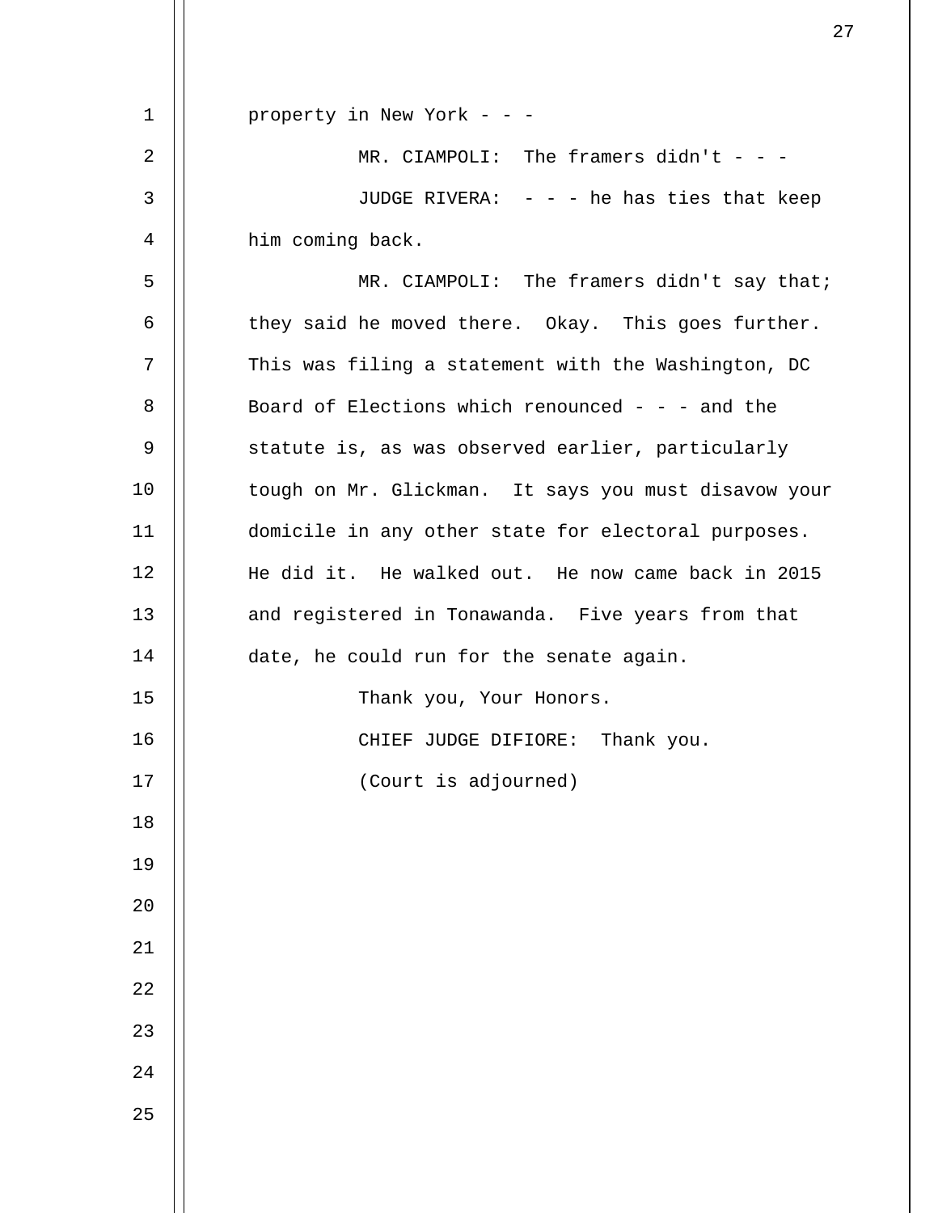property in New York - - -

MR. CIAMPOLI: The framers didn't - - -

JUDGE RIVERA: - - - he has ties that keep him coming back.

MR. CIAMPOLI: The framers didn't say that; they said he moved there. Okay. This goes further. This was filing a statement with the Washington, DC Board of Elections which renounced - - - and the statute is, as was observed earlier, particularly tough on Mr. Glickman. It says you must disavow your domicile in any other state for electoral purposes. He did it. He walked out. He now came back in 2015 and registered in Tonawanda. Five years from that date, he could run for the senate again.

Thank you, Your Honors.

CHIEF JUDGE DIFIORE: Thank you.

(Court is adjourned)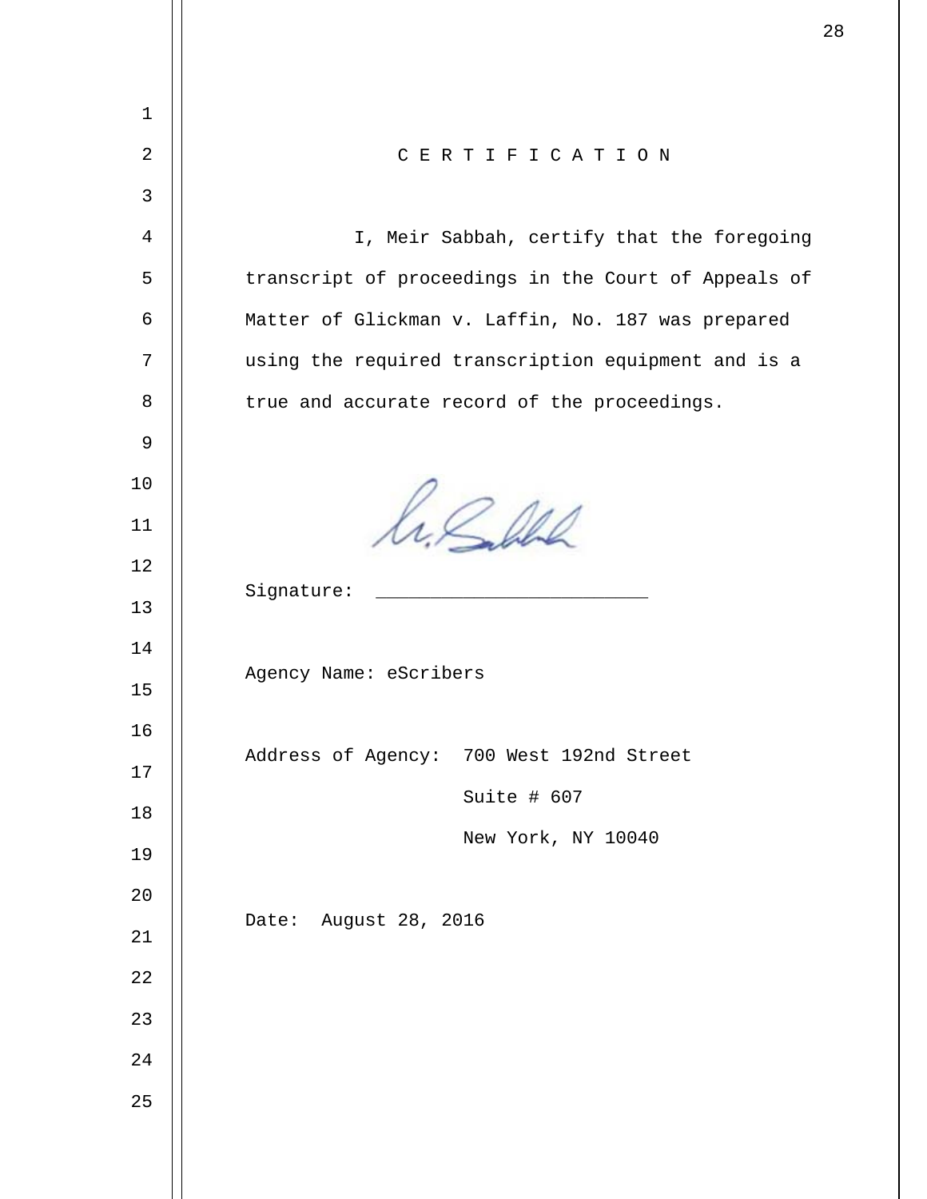# C E R T I F I C A T I O N

I, Meir Sabbah, certify that the foregoing transcript of proceedings in the Court of Appeals of Matter of Glickman v. Laffin, No. 187 was prepared using the required transcription equipment and is a true and accurate record of the proceedings.

Signature: ________________________

Agency Name: eScribers

Address of Agency: 700 West 192nd Street
Suite # 607
New York, NY 10040

Date: August 28, 2016